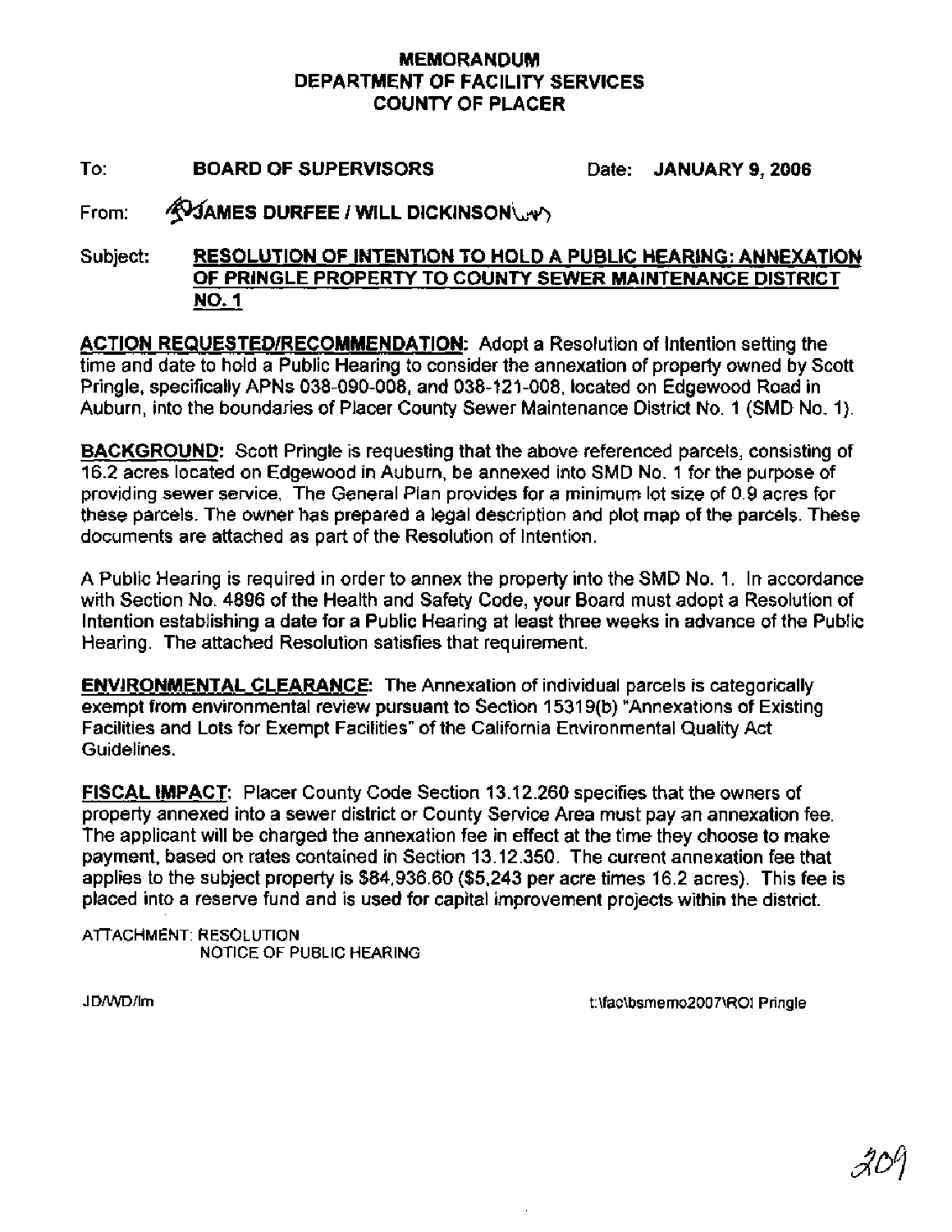# MEMORANDUM
# DEPARTMENT OF FACILITY SERVICES
# COUNTY OF PLACER

**To:** **BOARD OF SUPERVISORS** **Date:** **JANUARY 9, 2006**

**From:** **JAMES DURFEE / WILL DICKINSON**

**Subject:** **RESOLUTION OF INTENTION TO HOLD A PUBLIC HEARING: ANNEXATION OF PRINGLE PROPERTY TO COUNTY SEWER MAINTENANCE DISTRICT NO. 1**

**ACTION REQUESTED/RECOMMENDATION:** Adopt a Resolution of Intention setting the time and date to hold a Public Hearing to consider the annexation of property owned by Scott Pringle, specifically APNs 038-090-008, and 038-121-008, located on Edgewood Road in Auburn, into the boundaries of Placer County Sewer Maintenance District No. 1 (SMD No. 1).

**BACKGROUND:** Scott Pringle is requesting that the above referenced parcels, consisting of 16.2 acres located on Edgewood in Auburn, be annexed into SMD No. 1 for the purpose of providing sewer service. The General Plan provides for a minimum lot size of 0.9 acres for these parcels. The owner has prepared a legal description and plot map of the parcels. These documents are attached as part of the Resolution of Intention.

A Public Hearing is required in order to annex the property into the SMD No. 1. In accordance with Section No. 4896 of the Health and Safety Code, your Board must adopt a Resolution of Intention establishing a date for a Public Hearing at least three weeks in advance of the Public Hearing. The attached Resolution satisfies that requirement.

**ENVIRONMENTAL CLEARANCE:** The Annexation of individual parcels is categorically exempt from environmental review pursuant to Section 15319(b) "Annexations of Existing Facilities and Lots for Exempt Facilities" of the California Environmental Quality Act Guidelines.

**FISCAL IMPACT:** Placer County Code Section 13.12.260 specifies that the owners of property annexed into a sewer district or County Service Area must pay an annexation fee. The applicant will be charged the annexation fee in effect at the time they choose to make payment, based on rates contained in Section 13.12.350. The current annexation fee that applies to the subject property is $84,936.60 ($5,243 per acre times 16.2 acres). This fee is placed into a reserve fund and is used for capital improvement projects within the district.

ATTACHMENT: RESOLUTION
NOTICE OF PUBLIC HEARING

JD/WD/lm

t:\fac\bsmemo2007\ROI Pringle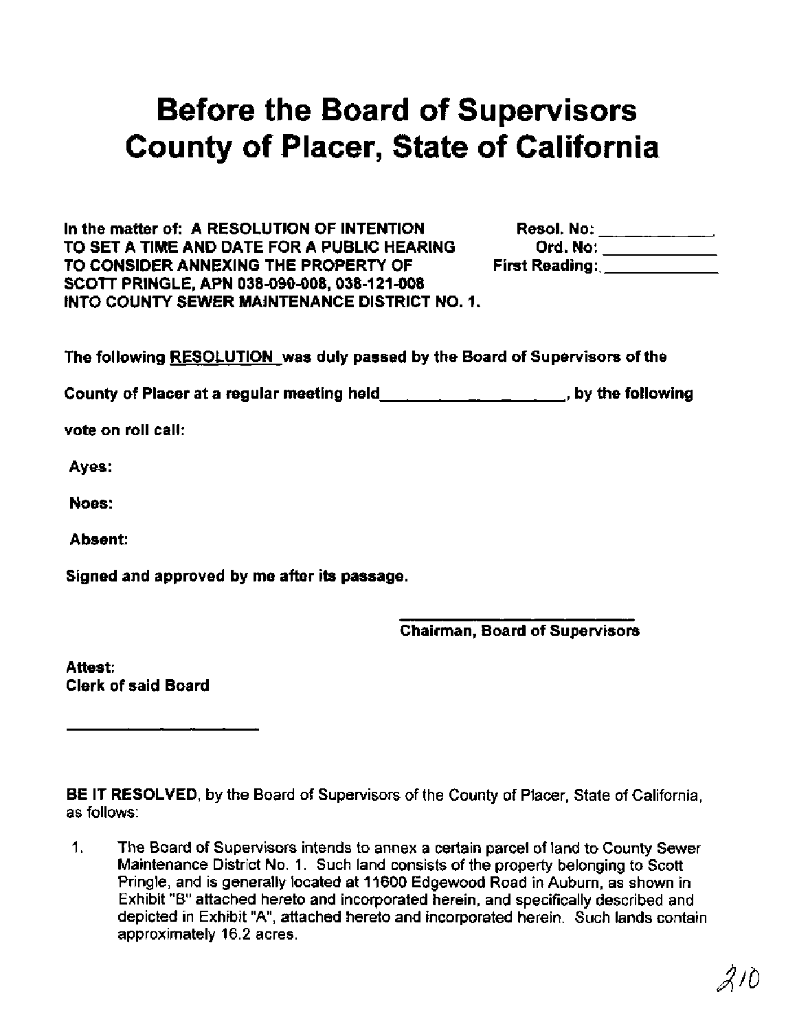# Before the Board of Supervisors County of Placer, State of California

**In the matter of: A RESOLUTION OF INTENTION TO SET A TIME AND DATE FOR A PUBLIC HEARING TO CONSIDER ANNEXING THE PROPERTY OF SCOTT PRINGLE, APN 038-090-008, 038-121-008 INTO COUNTY SEWER MAINTENANCE DISTRICT NO. 1.**

**Resol. No:** ____________

**Ord. No:** ____________

**First Reading:** ____________

**The following RESOLUTION was duly passed by the Board of Supervisors of the County of Placer at a regular meeting held ____________________, by the following vote on roll call:**

**Ayes:**

**Noes:**

**Absent:**

**Signed and approved by me after its passage.**

____________________________
**Chairman, Board of Supervisors**

**Attest:**
**Clerk of said Board**

____________________

**BE IT RESOLVED**, by the Board of Supervisors of the County of Placer, State of California, as follows:

1. The Board of Supervisors intends to annex a certain parcel of land to County Sewer Maintenance District No. 1. Such land consists of the property belonging to Scott Pringle, and is generally located at 11600 Edgewood Road in Auburn, as shown in Exhibit "B" attached hereto and incorporated herein, and specifically described and depicted in Exhibit "A", attached hereto and incorporated herein. Such lands contain approximately 16.2 acres.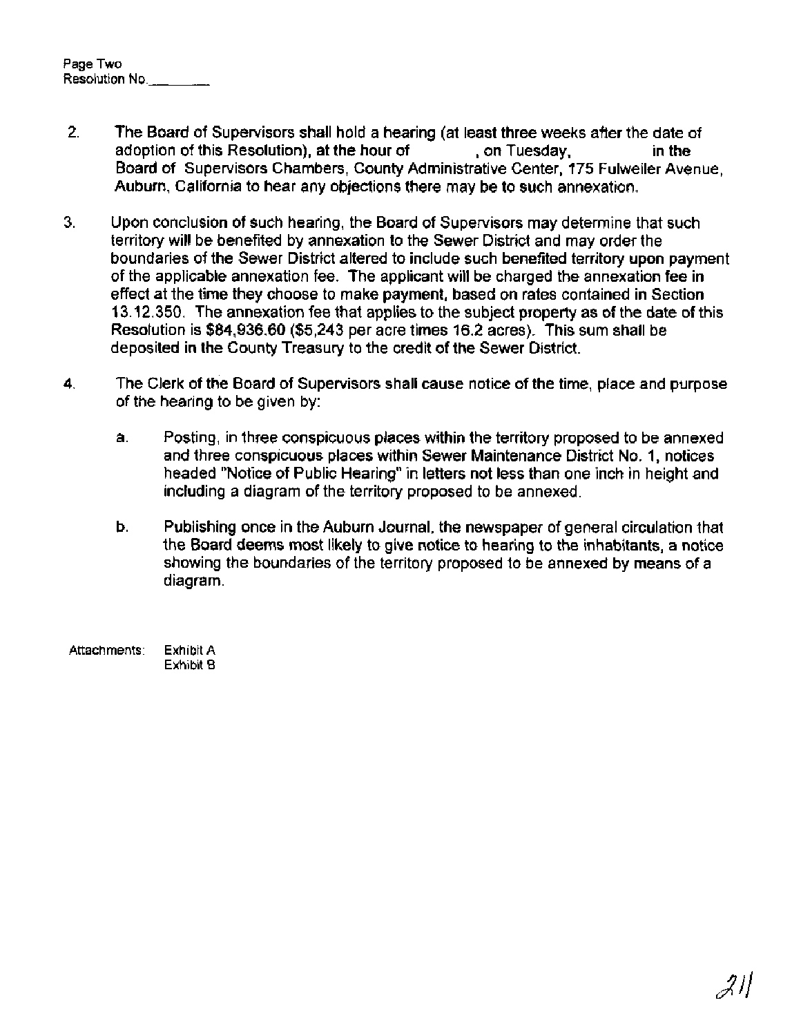Page Two
Resolution No.________

2. The Board of Supervisors shall hold a hearing (at least three weeks after the date of adoption of this Resolution), at the hour of          , on Tuesday,          in the Board of Supervisors Chambers, County Administrative Center, 175 Fulweiler Avenue, Auburn, California to hear any objections there may be to such annexation.

3. Upon conclusion of such hearing, the Board of Supervisors may determine that such territory will be benefited by annexation to the Sewer District and may order the boundaries of the Sewer District altered to include such benefited territory upon payment of the applicable annexation fee. The applicant will be charged the annexation fee in effect at the time they choose to make payment, based on rates contained in Section 13.12.350. The annexation fee that applies to the subject property as of the date of this Resolution is $84,936.60 ($5,243 per acre times 16.2 acres). This sum shall be deposited in the County Treasury to the credit of the Sewer District.

4. The Clerk of the Board of Supervisors shall cause notice of the time, place and purpose of the hearing to be given by:

   a. Posting, in three conspicuous places within the territory proposed to be annexed and three conspicuous places within Sewer Maintenance District No. 1, notices headed "Notice of Public Hearing" in letters not less than one inch in height and including a diagram of the territory proposed to be annexed.

   b. Publishing once in the Auburn Journal, the newspaper of general circulation that the Board deems most likely to give notice to hearing to the inhabitants, a notice showing the boundaries of the territory proposed to be annexed by means of a diagram.

Attachments: Exhibit A
Exhibit B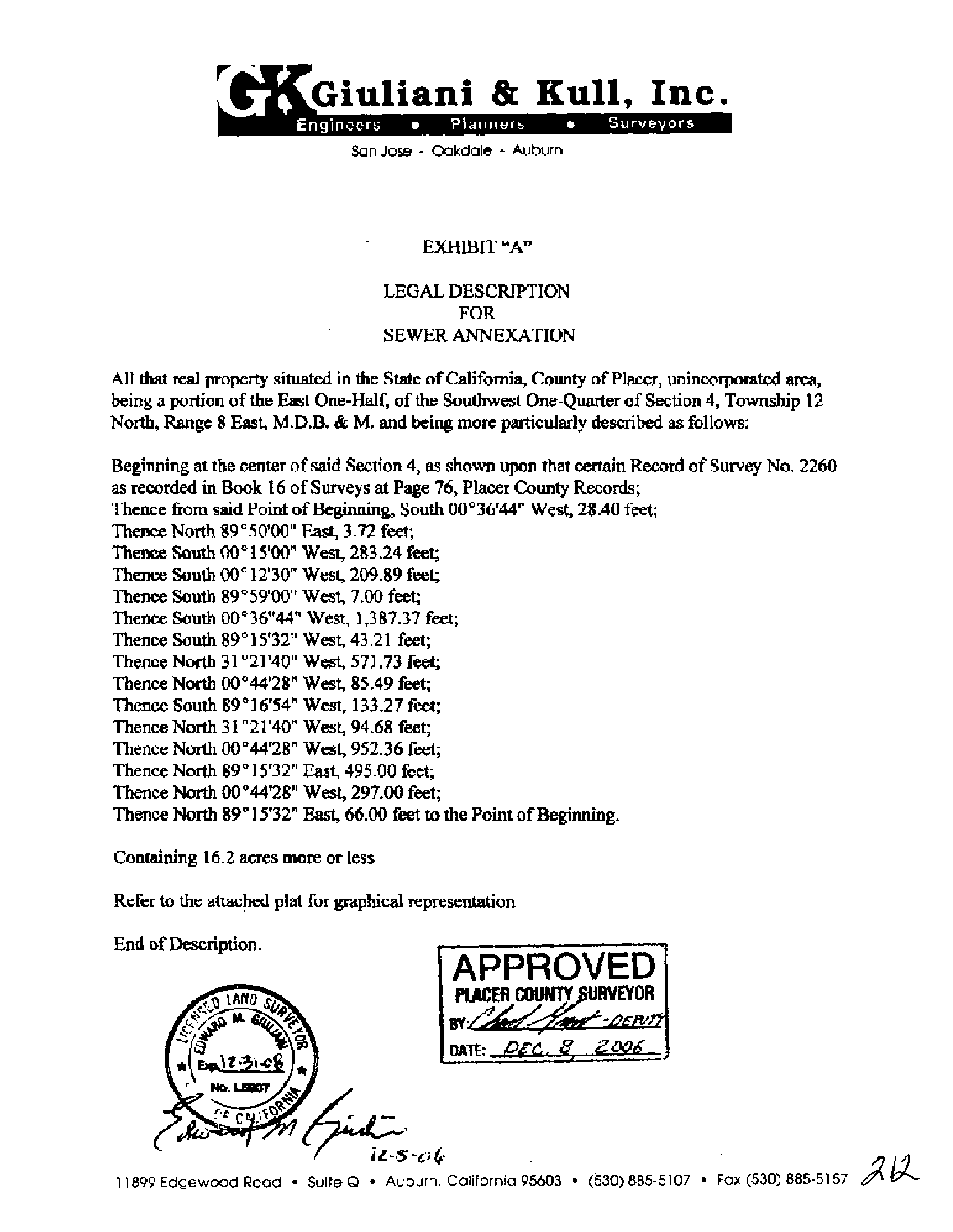**Giuliani & Kull, Inc.**
Engineers • Planners • Surveyors
San Jose - Oakdale - Auburn

# EXHIBIT "A"

## LEGAL DESCRIPTION FOR SEWER ANNEXATION

All that real property situated in the State of California, County of Placer, unincorporated area, being a portion of the East One-Half, of the Southwest One-Quarter of Section 4, Township 12 North, Range 8 East, M.D.B. & M. and being more particularly described as follows:

Beginning at the center of said Section 4, as shown upon that certain Record of Survey No. 2260 as recorded in Book 16 of Surveys at Page 76, Placer County Records;
Thence from said Point of Beginning, South 00°36'44" West, 28.40 feet;
Thence North 89°50'00" East, 3.72 feet;
Thence South 00°15'00" West, 283.24 feet;
Thence South 00°12'30" West, 209.89 feet;
Thence South 89°59'00" West, 7.00 feet;
Thence South 00°36"44" West, 1,387.37 feet;
Thence South 89°15'32" West, 43.21 feet;
Thence North 31°21'40" West, 571.73 feet;
Thence North 00°44'28" West, 85.49 feet;
Thence South 89°16'54" West, 133.27 feet;
Thence North 31°21'40" West, 94.68 feet;
Thence North 00°44'28" West, 952.36 feet;
Thence North 89°15'32" East, 495.00 feet;
Thence North 00°44'28" West, 297.00 feet;
Thence North 89°15'32" East, 66.00 feet to the Point of Beginning.

Containing 16.2 acres more or less

Refer to the attached plat for graphical representation

End of Description.

Licensed Land Surveyor, Edward M. Giuliani, Exp. 12-31-06, No. LS007, State of California

12-5-06

APPROVED
PLACER COUNTY SURVEYOR
BY: ______ - DEPUTY
DATE: DEC. 8, 2006

11899 Edgewood Road • Suite Q • Auburn, California 95603 • (530) 885-5107 • Fax (530) 885-5157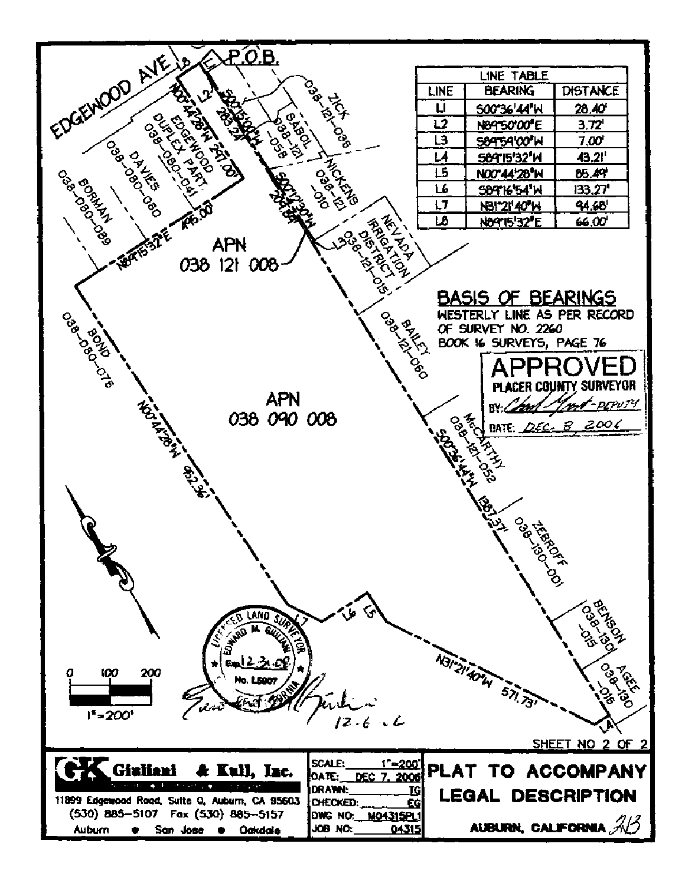**LINE TABLE**

| LINE | BEARING | DISTANCE |
|---|---|---|
| L1 | S00°36'44"W | 28.40' |
| L2 | N89°50'00"E | 3.72' |
| L3 | S89°59'00"W | 7.00' |
| L4 | S89°15'32"W | 43.21' |
| L5 | N00°44'28"W | 85.49' |
| L6 | S89°16'54"W | 133.27' |
| L7 | N31°21'40"W | 94.68' |
| L8 | N89°15'32"E | 66.00' |

EDGEWOOD AVE

P.O.B.

L1 L2 L3 L4 L5 L6 L7 L8

N00°44'28"W 297.00'

S00°15'00"W 283.24'

S00°21'30"W 209.64'

N89°15'32"E 195.00'

EDGEWOOD DUPLEX PART 038-080-041

DAVIES 038-080-080

BORMAN 038-080-089

SABOL 038-121-058

ZICK 038-121-036

NICKENS 038-121-010

NEVADA IRRIGATION DISTRICT 038-121-015

APN 038 121 008

BAILEY 038-121-060

BOND 038-080-076

APN 038 090 008

N00°44'28"W 952.36'

McCARTHY 038-121-052

S00°36'44"W 1387.37'

ZEBROFF 038-130-001

BENSON 038-130-015

AGEE 038-130-016

N31°21'40"W 571.73'

## BASIS OF BEARINGS

WESTERLY LINE AS PER RECORD OF SURVEY NO. 2260 BOOK 16 SURVEYS, PAGE 76

**APPROVED**
**PLACER COUNTY SURVEYOR**
BY: *[signature]* -DEPUTY
DATE: DEC. 8, 2006

LICENSED LAND SURVEYOR
EDWARD M. GIULIANI
Exp. 12-31-08
No. L5007
STATE OF CALIFORNIA

*[signature]* 12.6.6

0 100 200

1"=200'

SHEET NO 2 OF 2

**Giuliani & Kull, Inc.**
11899 Edgewood Road, Suite Q, Auburn, CA 95603
(530) 885-5107 Fax (530) 885-5157
Auburn • San Jose • Oakdale

| | |
|---|---|
| SCALE: | 1"=200' |
| DATE: | DEC 7, 2006 |
| DRAWN: | TG |
| CHECKED: | EG |
| DWG NO: | M04315PL1 |
| JOB NO: | 04315 |

# PLAT TO ACCOMPANY LEGAL DESCRIPTION

AUBURN, CALIFORNIA 2/3